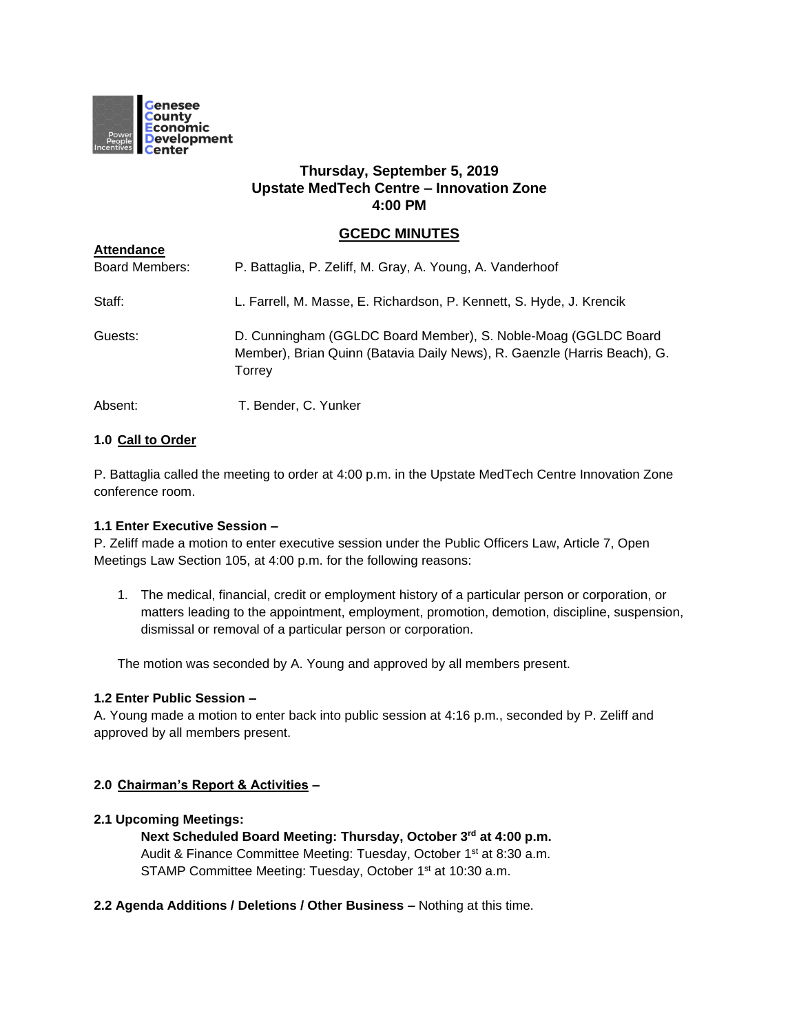Genesee County Economic Development Center

**Thursday, September 5, 2019**
**Upstate MedTech Centre – Innovation Zone**
**4:00 PM**

## GCEDC MINUTES

**Attendance**

Board Members: P. Battaglia, P. Zeliff, M. Gray, A. Young, A. Vanderhoof

Staff: L. Farrell, M. Masse, E. Richardson, P. Kennett, S. Hyde, J. Krencik

Guests: D. Cunningham (GGLDC Board Member), S. Noble-Moag (GGLDC Board Member), Brian Quinn (Batavia Daily News), R. Gaenzle (Harris Beach), G. Torrey

Absent: T. Bender, C. Yunker

### 1.0 Call to Order

P. Battaglia called the meeting to order at 4:00 p.m. in the Upstate MedTech Centre Innovation Zone conference room.

**1.1 Enter Executive Session –**
P. Zeliff made a motion to enter executive session under the Public Officers Law, Article 7, Open Meetings Law Section 105, at 4:00 p.m. for the following reasons:

1. The medical, financial, credit or employment history of a particular person or corporation, or matters leading to the appointment, employment, promotion, demotion, discipline, suspension, dismissal or removal of a particular person or corporation.

The motion was seconded by A. Young and approved by all members present.

**1.2 Enter Public Session –**
A. Young made a motion to enter back into public session at 4:16 p.m., seconded by P. Zeliff and approved by all members present.

### 2.0 Chairman's Report & Activities –

**2.1 Upcoming Meetings:**

**Next Scheduled Board Meeting: Thursday, October 3rd at 4:00 p.m.**
Audit & Finance Committee Meeting: Tuesday, October 1st at 8:30 a.m.
STAMP Committee Meeting: Tuesday, October 1st at 10:30 a.m.

**2.2 Agenda Additions / Deletions / Other Business –** Nothing at this time.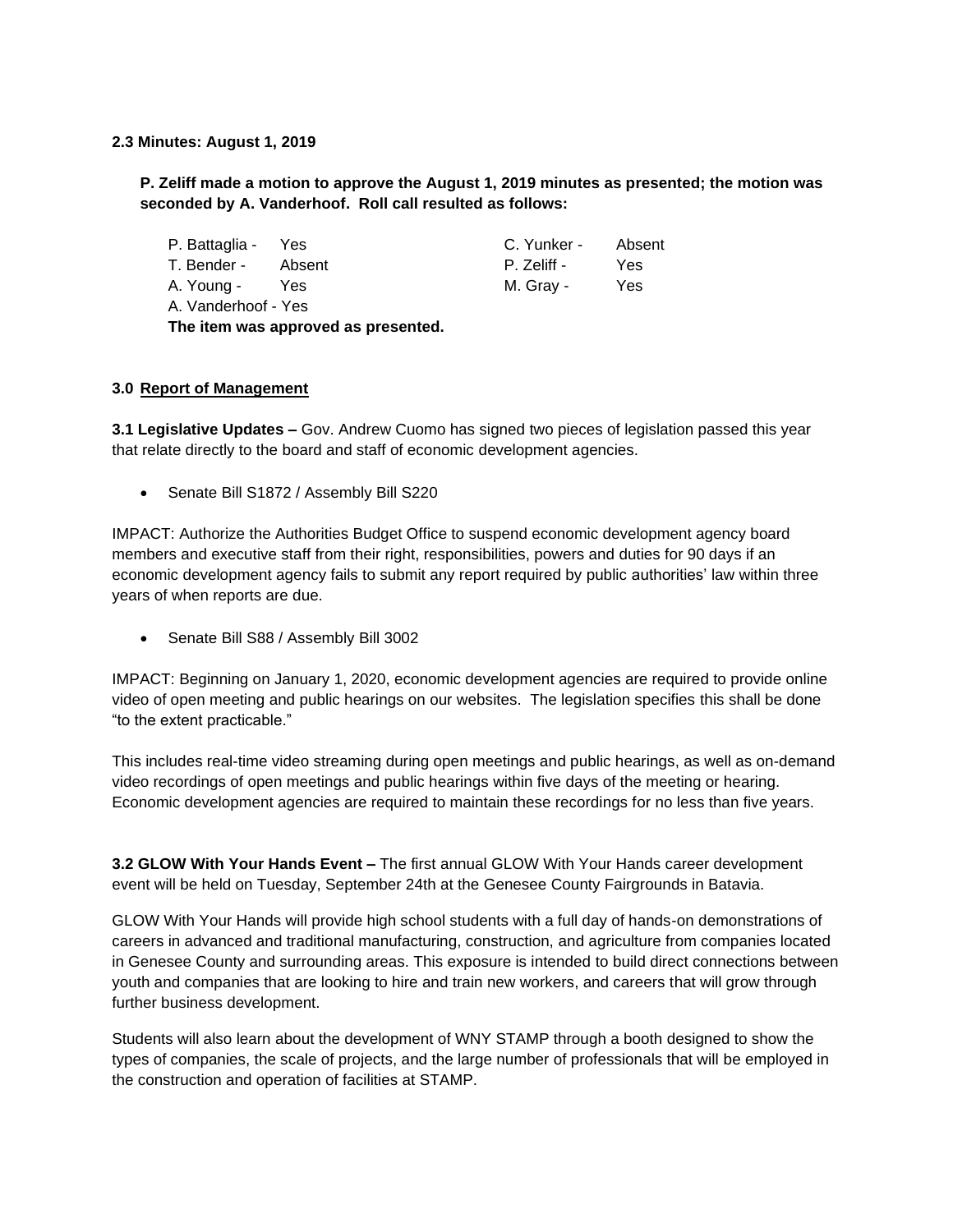**2.3 Minutes: August 1, 2019**

**P. Zeliff made a motion to approve the August 1, 2019 minutes as presented; the motion was seconded by A. Vanderhoof. Roll call resulted as follows:**

P. Battaglia - Yes
T. Bender - Absent
A. Young - Yes
A. Vanderhoof - Yes
C. Yunker - Absent
P. Zeliff - Yes
M. Gray - Yes

**The item was approved as presented.**

**3.0 <u>Report of Management</u>**

**3.1 Legislative Updates –** Gov. Andrew Cuomo has signed two pieces of legislation passed this year that relate directly to the board and staff of economic development agencies.

- Senate Bill S1872 / Assembly Bill S220

IMPACT: Authorize the Authorities Budget Office to suspend economic development agency board members and executive staff from their right, responsibilities, powers and duties for 90 days if an economic development agency fails to submit any report required by public authorities' law within three years of when reports are due.

- Senate Bill S88 / Assembly Bill 3002

IMPACT: Beginning on January 1, 2020, economic development agencies are required to provide online video of open meeting and public hearings on our websites. The legislation specifies this shall be done "to the extent practicable."

This includes real-time video streaming during open meetings and public hearings, as well as on-demand video recordings of open meetings and public hearings within five days of the meeting or hearing. Economic development agencies are required to maintain these recordings for no less than five years.

**3.2 GLOW With Your Hands Event –** The first annual GLOW With Your Hands career development event will be held on Tuesday, September 24th at the Genesee County Fairgrounds in Batavia.

GLOW With Your Hands will provide high school students with a full day of hands-on demonstrations of careers in advanced and traditional manufacturing, construction, and agriculture from companies located in Genesee County and surrounding areas. This exposure is intended to build direct connections between youth and companies that are looking to hire and train new workers, and careers that will grow through further business development.

Students will also learn about the development of WNY STAMP through a booth designed to show the types of companies, the scale of projects, and the large number of professionals that will be employed in the construction and operation of facilities at STAMP.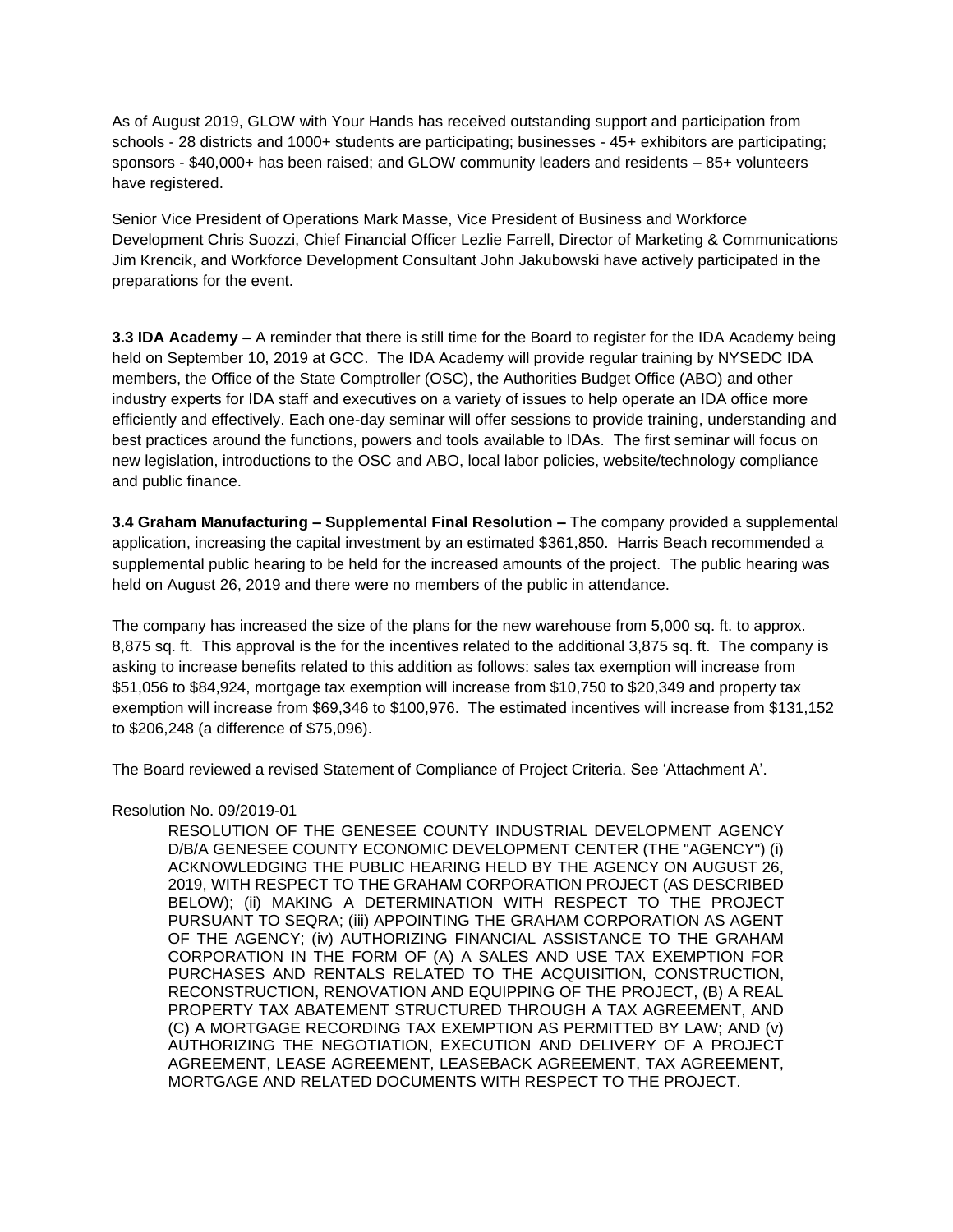As of August 2019, GLOW with Your Hands has received outstanding support and participation from schools - 28 districts and 1000+ students are participating; businesses - 45+ exhibitors are participating; sponsors - $40,000+ has been raised; and GLOW community leaders and residents – 85+ volunteers have registered.

Senior Vice President of Operations Mark Masse, Vice President of Business and Workforce Development Chris Suozzi, Chief Financial Officer Lezlie Farrell, Director of Marketing & Communications Jim Krencik, and Workforce Development Consultant John Jakubowski have actively participated in the preparations for the event.

**3.3 IDA Academy –** A reminder that there is still time for the Board to register for the IDA Academy being held on September 10, 2019 at GCC. The IDA Academy will provide regular training by NYSEDC IDA members, the Office of the State Comptroller (OSC), the Authorities Budget Office (ABO) and other industry experts for IDA staff and executives on a variety of issues to help operate an IDA office more efficiently and effectively. Each one-day seminar will offer sessions to provide training, understanding and best practices around the functions, powers and tools available to IDAs. The first seminar will focus on new legislation, introductions to the OSC and ABO, local labor policies, website/technology compliance and public finance.

**3.4 Graham Manufacturing – Supplemental Final Resolution –** The company provided a supplemental application, increasing the capital investment by an estimated $361,850. Harris Beach recommended a supplemental public hearing to be held for the increased amounts of the project. The public hearing was held on August 26, 2019 and there were no members of the public in attendance.

The company has increased the size of the plans for the new warehouse from 5,000 sq. ft. to approx. 8,875 sq. ft. This approval is the for the incentives related to the additional 3,875 sq. ft. The company is asking to increase benefits related to this addition as follows: sales tax exemption will increase from $51,056 to $84,924, mortgage tax exemption will increase from $10,750 to $20,349 and property tax exemption will increase from $69,346 to $100,976. The estimated incentives will increase from $131,152 to $206,248 (a difference of $75,096).

The Board reviewed a revised Statement of Compliance of Project Criteria. See 'Attachment A'.

Resolution No. 09/2019-01

> RESOLUTION OF THE GENESEE COUNTY INDUSTRIAL DEVELOPMENT AGENCY D/B/A GENESEE COUNTY ECONOMIC DEVELOPMENT CENTER (THE "AGENCY") (i) ACKNOWLEDGING THE PUBLIC HEARING HELD BY THE AGENCY ON AUGUST 26, 2019, WITH RESPECT TO THE GRAHAM CORPORATION PROJECT (AS DESCRIBED BELOW); (ii) MAKING A DETERMINATION WITH RESPECT TO THE PROJECT PURSUANT TO SEQRA; (iii) APPOINTING THE GRAHAM CORPORATION AS AGENT OF THE AGENCY; (iv) AUTHORIZING FINANCIAL ASSISTANCE TO THE GRAHAM CORPORATION IN THE FORM OF (A) A SALES AND USE TAX EXEMPTION FOR PURCHASES AND RENTALS RELATED TO THE ACQUISITION, CONSTRUCTION, RECONSTRUCTION, RENOVATION AND EQUIPPING OF THE PROJECT, (B) A REAL PROPERTY TAX ABATEMENT STRUCTURED THROUGH A TAX AGREEMENT, AND (C) A MORTGAGE RECORDING TAX EXEMPTION AS PERMITTED BY LAW; AND (v) AUTHORIZING THE NEGOTIATION, EXECUTION AND DELIVERY OF A PROJECT AGREEMENT, LEASE AGREEMENT, LEASEBACK AGREEMENT, TAX AGREEMENT, MORTGAGE AND RELATED DOCUMENTS WITH RESPECT TO THE PROJECT.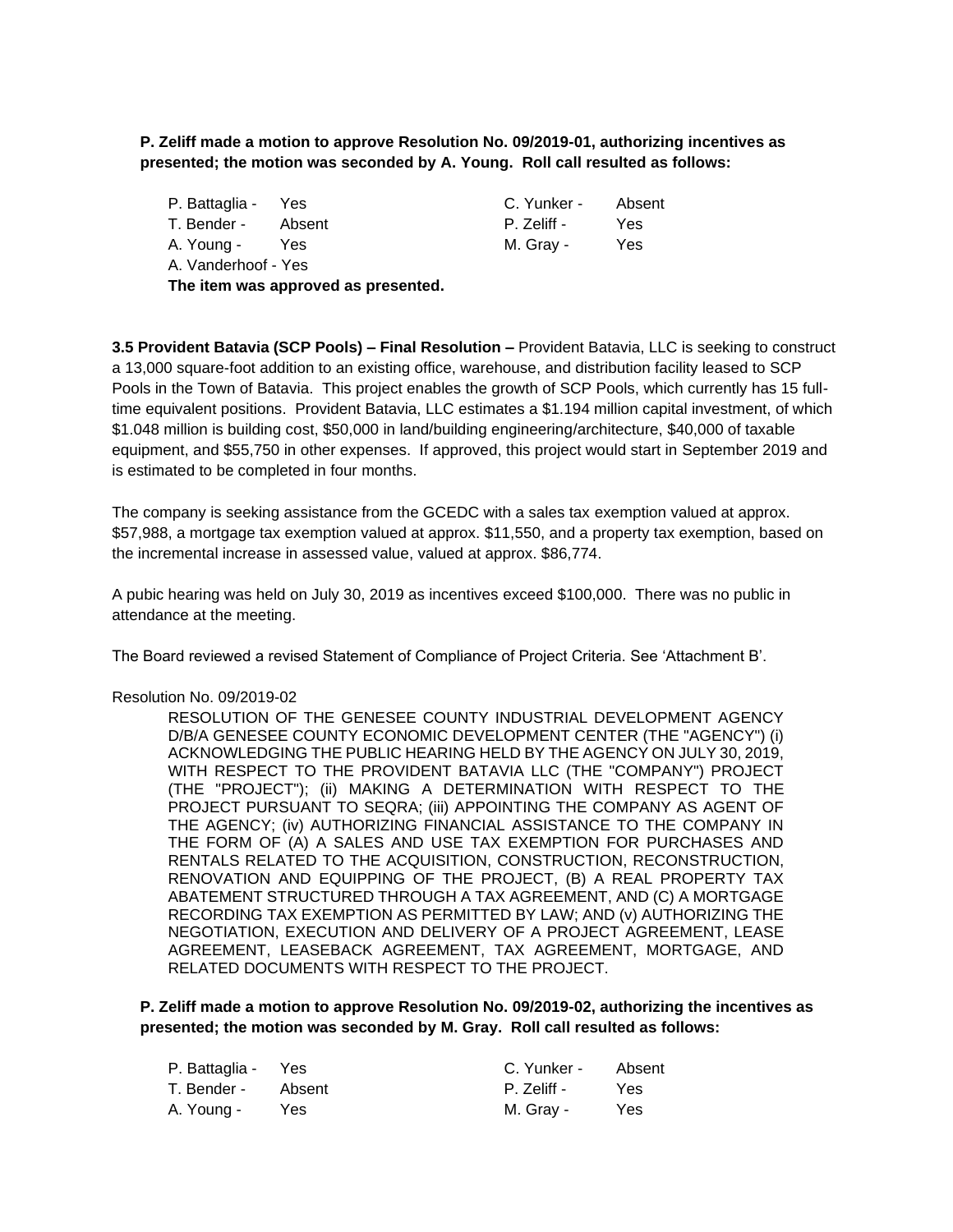**P. Zeliff made a motion to approve Resolution No. 09/2019-01, authorizing incentives as presented; the motion was seconded by A. Young. Roll call resulted as follows:**

| | | | |
|---|---|---|---|
| P. Battaglia - | Yes | C. Yunker - | Absent |
| T. Bender - | Absent | P. Zeliff - | Yes |
| A. Young - | Yes | M. Gray - | Yes |
| A. Vanderhoof - | Yes | | |

**The item was approved as presented.**

**3.5 Provident Batavia (SCP Pools) – Final Resolution –** Provident Batavia, LLC is seeking to construct a 13,000 square-foot addition to an existing office, warehouse, and distribution facility leased to SCP Pools in the Town of Batavia. This project enables the growth of SCP Pools, which currently has 15 full-time equivalent positions. Provident Batavia, LLC estimates a $1.194 million capital investment, of which $1.048 million is building cost, $50,000 in land/building engineering/architecture, $40,000 of taxable equipment, and $55,750 in other expenses. If approved, this project would start in September 2019 and is estimated to be completed in four months.

The company is seeking assistance from the GCEDC with a sales tax exemption valued at approx. $57,988, a mortgage tax exemption valued at approx. $11,550, and a property tax exemption, based on the incremental increase in assessed value, valued at approx. $86,774.

A pubic hearing was held on July 30, 2019 as incentives exceed $100,000. There was no public in attendance at the meeting.

The Board reviewed a revised Statement of Compliance of Project Criteria. See 'Attachment B'.

Resolution No. 09/2019-02

RESOLUTION OF THE GENESEE COUNTY INDUSTRIAL DEVELOPMENT AGENCY D/B/A GENESEE COUNTY ECONOMIC DEVELOPMENT CENTER (THE "AGENCY") (i) ACKNOWLEDGING THE PUBLIC HEARING HELD BY THE AGENCY ON JULY 30, 2019, WITH RESPECT TO THE PROVIDENT BATAVIA LLC (THE "COMPANY") PROJECT (THE "PROJECT"); (ii) MAKING A DETERMINATION WITH RESPECT TO THE PROJECT PURSUANT TO SEQRA; (iii) APPOINTING THE COMPANY AS AGENT OF THE AGENCY; (iv) AUTHORIZING FINANCIAL ASSISTANCE TO THE COMPANY IN THE FORM OF (A) A SALES AND USE TAX EXEMPTION FOR PURCHASES AND RENTALS RELATED TO THE ACQUISITION, CONSTRUCTION, RECONSTRUCTION, RENOVATION AND EQUIPPING OF THE PROJECT, (B) A REAL PROPERTY TAX ABATEMENT STRUCTURED THROUGH A TAX AGREEMENT, AND (C) A MORTGAGE RECORDING TAX EXEMPTION AS PERMITTED BY LAW; AND (v) AUTHORIZING THE NEGOTIATION, EXECUTION AND DELIVERY OF A PROJECT AGREEMENT, LEASE AGREEMENT, LEASEBACK AGREEMENT, TAX AGREEMENT, MORTGAGE, AND RELATED DOCUMENTS WITH RESPECT TO THE PROJECT.

**P. Zeliff made a motion to approve Resolution No. 09/2019-02, authorizing the incentives as presented; the motion was seconded by M. Gray. Roll call resulted as follows:**

| | | | |
|---|---|---|---|
| P. Battaglia - | Yes | C. Yunker - | Absent |
| T. Bender - | Absent | P. Zeliff - | Yes |
| A. Young - | Yes | M. Gray - | Yes |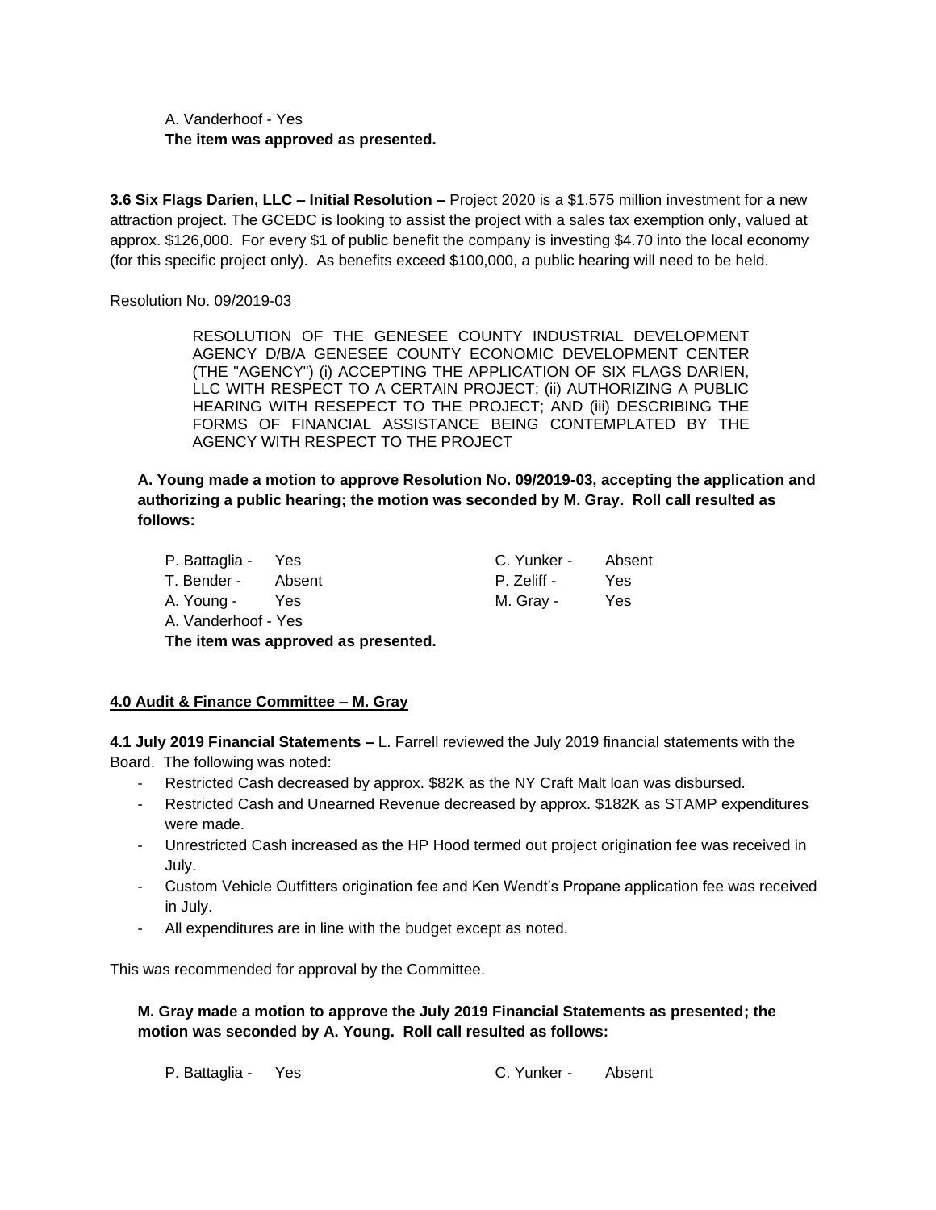A. Vanderhoof - Yes
**The item was approved as presented.**

**3.6 Six Flags Darien, LLC – Initial Resolution –** Project 2020 is a $1.575 million investment for a new attraction project. The GCEDC is looking to assist the project with a sales tax exemption only, valued at approx. $126,000. For every $1 of public benefit the company is investing $4.70 into the local economy (for this specific project only). As benefits exceed $100,000, a public hearing will need to be held.

Resolution No. 09/2019-03

> RESOLUTION OF THE GENESEE COUNTY INDUSTRIAL DEVELOPMENT AGENCY D/B/A GENESEE COUNTY ECONOMIC DEVELOPMENT CENTER (THE "AGENCY") (i) ACCEPTING THE APPLICATION OF SIX FLAGS DARIEN, LLC WITH RESPECT TO A CERTAIN PROJECT; (ii) AUTHORIZING A PUBLIC HEARING WITH RESEPECT TO THE PROJECT; AND (iii) DESCRIBING THE FORMS OF FINANCIAL ASSISTANCE BEING CONTEMPLATED BY THE AGENCY WITH RESPECT TO THE PROJECT

**A. Young made a motion to approve Resolution No. 09/2019-03, accepting the application and authorizing a public hearing; the motion was seconded by M. Gray. Roll call resulted as follows:**

P. Battaglia - Yes
T. Bender - Absent
A. Young - Yes
A. Vanderhoof - Yes
C. Yunker - Absent
P. Zeliff - Yes
M. Gray - Yes

**The item was approved as presented.**

## 4.0 Audit & Finance Committee – M. Gray

**4.1 July 2019 Financial Statements –** L. Farrell reviewed the July 2019 financial statements with the Board. The following was noted:

- Restricted Cash decreased by approx. $82K as the NY Craft Malt loan was disbursed.
- Restricted Cash and Unearned Revenue decreased by approx. $182K as STAMP expenditures were made.
- Unrestricted Cash increased as the HP Hood termed out project origination fee was received in July.
- Custom Vehicle Outfitters origination fee and Ken Wendt's Propane application fee was received in July.
- All expenditures are in line with the budget except as noted.

This was recommended for approval by the Committee.

**M. Gray made a motion to approve the July 2019 Financial Statements as presented; the motion was seconded by A. Young. Roll call resulted as follows:**

P. Battaglia - Yes
C. Yunker - Absent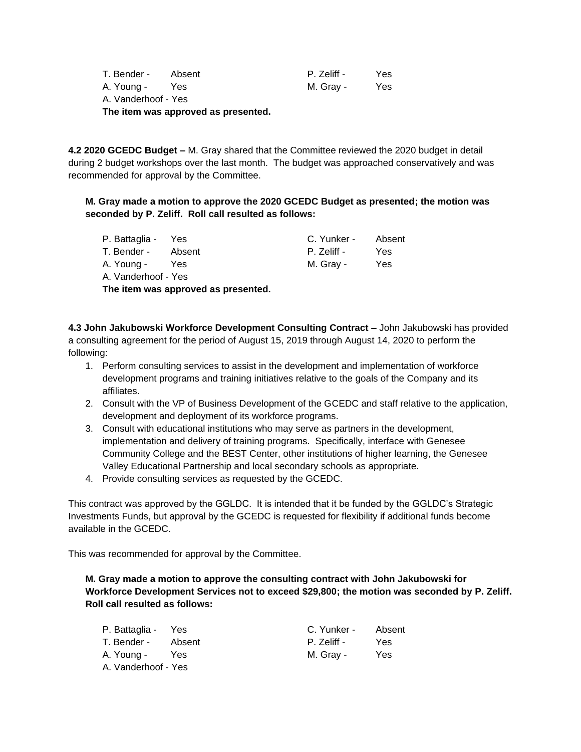T. Bender - Absent
A. Young - Yes
A. Vanderhoof - Yes

P. Zeliff - Yes
M. Gray - Yes

**The item was approved as presented.**

**4.2 2020 GCEDC Budget –** M. Gray shared that the Committee reviewed the 2020 budget in detail during 2 budget workshops over the last month. The budget was approached conservatively and was recommended for approval by the Committee.

**M. Gray made a motion to approve the 2020 GCEDC Budget as presented; the motion was seconded by P. Zeliff. Roll call resulted as follows:**

P. Battaglia - Yes
T. Bender - Absent
A. Young - Yes
A. Vanderhoof - Yes

C. Yunker - Absent
P. Zeliff - Yes
M. Gray - Yes

**The item was approved as presented.**

**4.3 John Jakubowski Workforce Development Consulting Contract –** John Jakubowski has provided a consulting agreement for the period of August 15, 2019 through August 14, 2020 to perform the following:

1. Perform consulting services to assist in the development and implementation of workforce development programs and training initiatives relative to the goals of the Company and its affiliates.
2. Consult with the VP of Business Development of the GCEDC and staff relative to the application, development and deployment of its workforce programs.
3. Consult with educational institutions who may serve as partners in the development, implementation and delivery of training programs. Specifically, interface with Genesee Community College and the BEST Center, other institutions of higher learning, the Genesee Valley Educational Partnership and local secondary schools as appropriate.
4. Provide consulting services as requested by the GCEDC.

This contract was approved by the GGLDC. It is intended that it be funded by the GGLDC's Strategic Investments Funds, but approval by the GCEDC is requested for flexibility if additional funds become available in the GCEDC.

This was recommended for approval by the Committee.

**M. Gray made a motion to approve the consulting contract with John Jakubowski for Workforce Development Services not to exceed $29,800; the motion was seconded by P. Zeliff. Roll call resulted as follows:**

P. Battaglia - Yes
T. Bender - Absent
A. Young - Yes
A. Vanderhoof - Yes

C. Yunker - Absent
P. Zeliff - Yes
M. Gray - Yes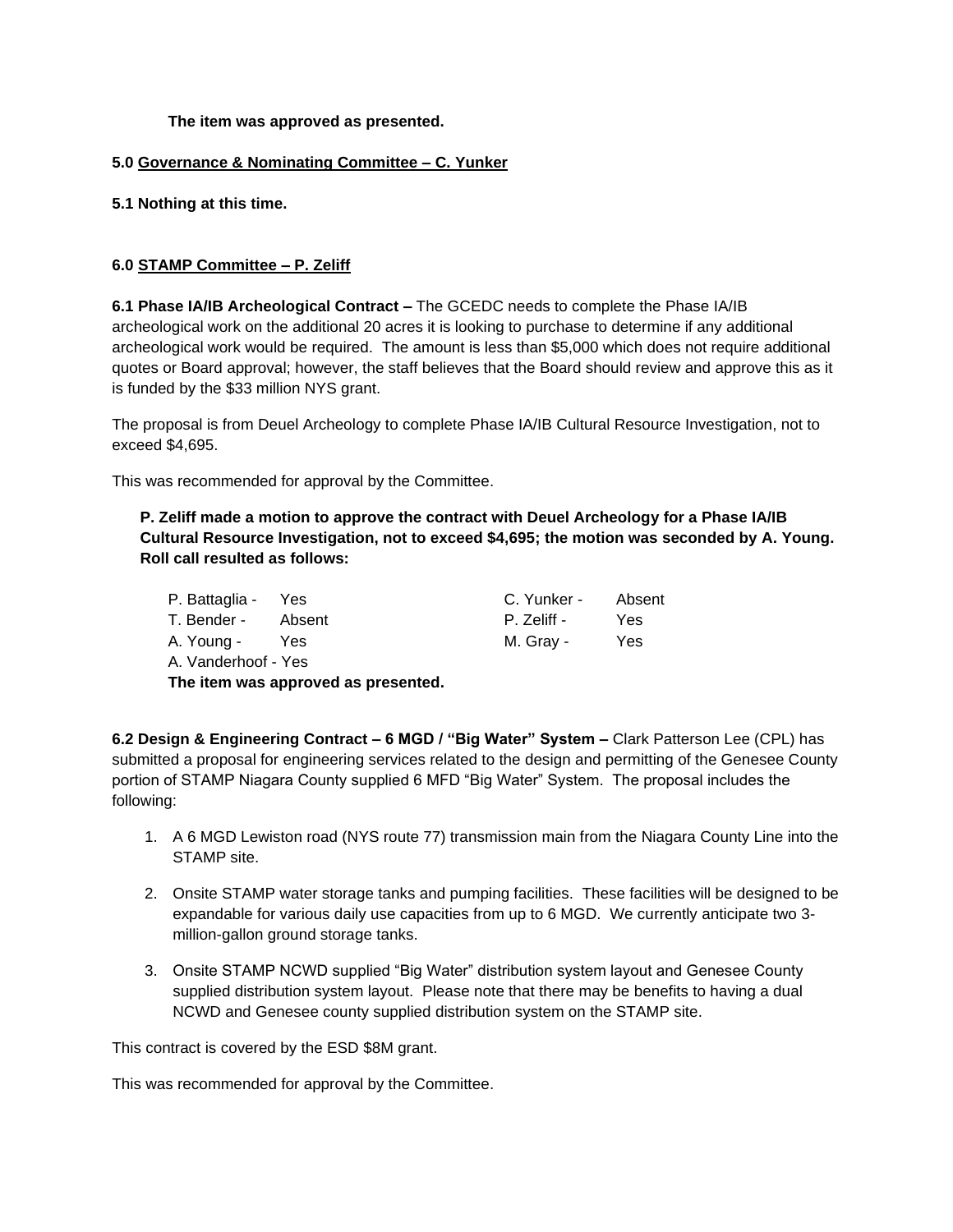**The item was approved as presented.**

**5.0 <u>Governance & Nominating Committee – C. Yunker</u>**

**5.1 Nothing at this time.**

**6.0 <u>STAMP Committee – P. Zeliff</u>**

**6.1 Phase IA/IB Archeological Contract –** The GCEDC needs to complete the Phase IA/IB archeological work on the additional 20 acres it is looking to purchase to determine if any additional archeological work would be required. The amount is less than $5,000 which does not require additional quotes or Board approval; however, the staff believes that the Board should review and approve this as it is funded by the $33 million NYS grant.

The proposal is from Deuel Archeology to complete Phase IA/IB Cultural Resource Investigation, not to exceed $4,695.

This was recommended for approval by the Committee.

**P. Zeliff made a motion to approve the contract with Deuel Archeology for a Phase IA/IB Cultural Resource Investigation, not to exceed $4,695; the motion was seconded by A. Young. Roll call resulted as follows:**

| | | | |
|---|---|---|---|
| P. Battaglia - | Yes | C. Yunker - | Absent |
| T. Bender - | Absent | P. Zeliff - | Yes |
| A. Young - | Yes | M. Gray - | Yes |
| A. Vanderhoof - | Yes | | |

**The item was approved as presented.**

**6.2 Design & Engineering Contract – 6 MGD / "Big Water" System –** Clark Patterson Lee (CPL) has submitted a proposal for engineering services related to the design and permitting of the Genesee County portion of STAMP Niagara County supplied 6 MFD "Big Water" System. The proposal includes the following:

1. A 6 MGD Lewiston road (NYS route 77) transmission main from the Niagara County Line into the STAMP site.
2. Onsite STAMP water storage tanks and pumping facilities. These facilities will be designed to be expandable for various daily use capacities from up to 6 MGD. We currently anticipate two 3-million-gallon ground storage tanks.
3. Onsite STAMP NCWD supplied "Big Water" distribution system layout and Genesee County supplied distribution system layout. Please note that there may be benefits to having a dual NCWD and Genesee county supplied distribution system on the STAMP site.

This contract is covered by the ESD $8M grant.

This was recommended for approval by the Committee.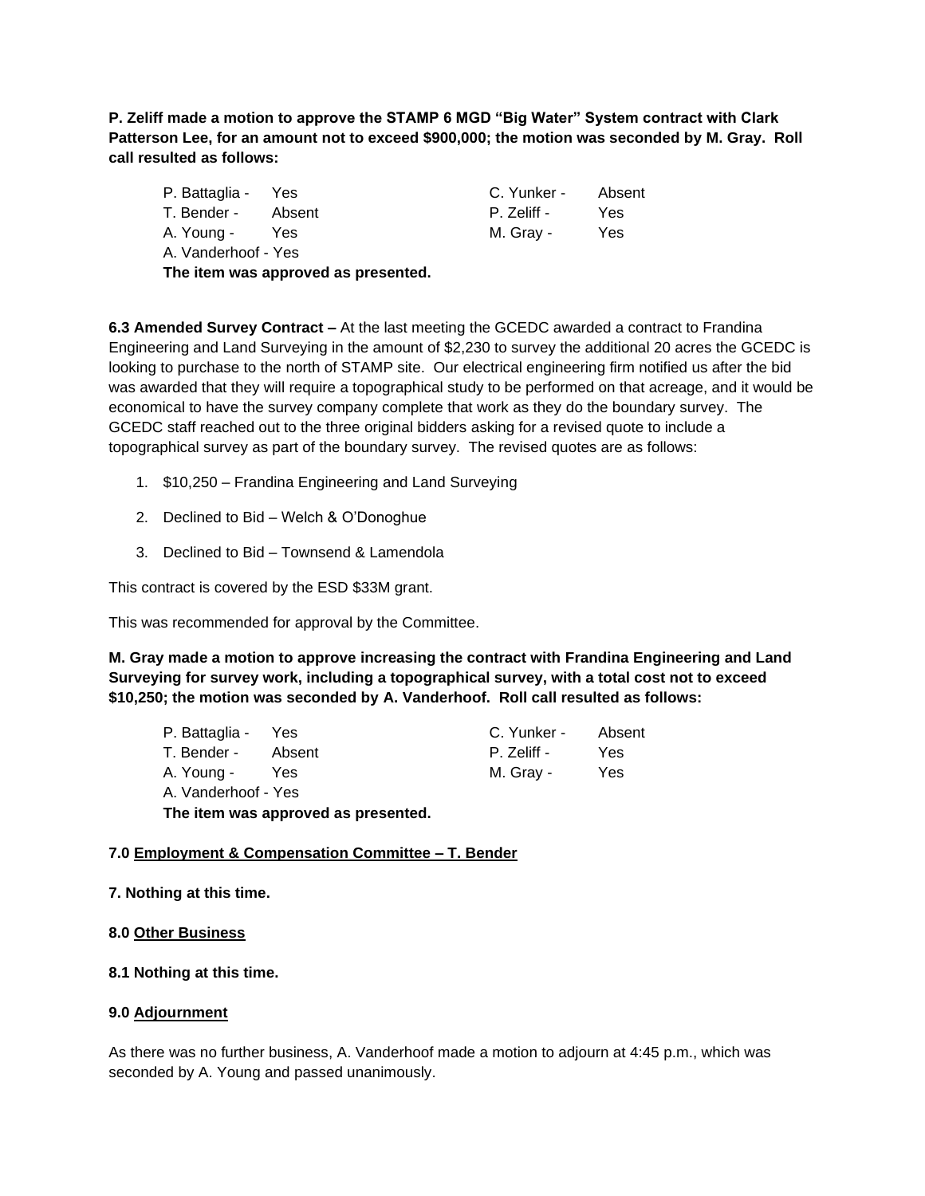**P. Zeliff made a motion to approve the STAMP 6 MGD "Big Water" System contract with Clark Patterson Lee, for an amount not to exceed $900,000; the motion was seconded by M. Gray. Roll call resulted as follows:**

| | | | |
|---|---|---|---|
| P. Battaglia - | Yes | C. Yunker - | Absent |
| T. Bender - | Absent | P. Zeliff - | Yes |
| A. Young - | Yes | M. Gray - | Yes |
| A. Vanderhoof - | Yes | | |

**The item was approved as presented.**

**6.3 Amended Survey Contract –** At the last meeting the GCEDC awarded a contract to Frandina Engineering and Land Surveying in the amount of $2,230 to survey the additional 20 acres the GCEDC is looking to purchase to the north of STAMP site. Our electrical engineering firm notified us after the bid was awarded that they will require a topographical study to be performed on that acreage, and it would be economical to have the survey company complete that work as they do the boundary survey. The GCEDC staff reached out to the three original bidders asking for a revised quote to include a topographical survey as part of the boundary survey. The revised quotes are as follows:

1. $10,250 – Frandina Engineering and Land Surveying
2. Declined to Bid – Welch & O'Donoghue
3. Declined to Bid – Townsend & Lamendola

This contract is covered by the ESD $33M grant.

This was recommended for approval by the Committee.

**M. Gray made a motion to approve increasing the contract with Frandina Engineering and Land Surveying for survey work, including a topographical survey, with a total cost not to exceed $10,250; the motion was seconded by A. Vanderhoof. Roll call resulted as follows:**

| | | | |
|---|---|---|---|
| P. Battaglia - | Yes | C. Yunker - | Absent |
| T. Bender - | Absent | P. Zeliff - | Yes |
| A. Young - | Yes | M. Gray - | Yes |
| A. Vanderhoof - | Yes | | |

**The item was approved as presented.**

**7.0 Employment & Compensation Committee – T. Bender**

**7. Nothing at this time.**

**8.0 Other Business**

**8.1 Nothing at this time.**

**9.0 Adjournment**

As there was no further business, A. Vanderhoof made a motion to adjourn at 4:45 p.m., which was seconded by A. Young and passed unanimously.